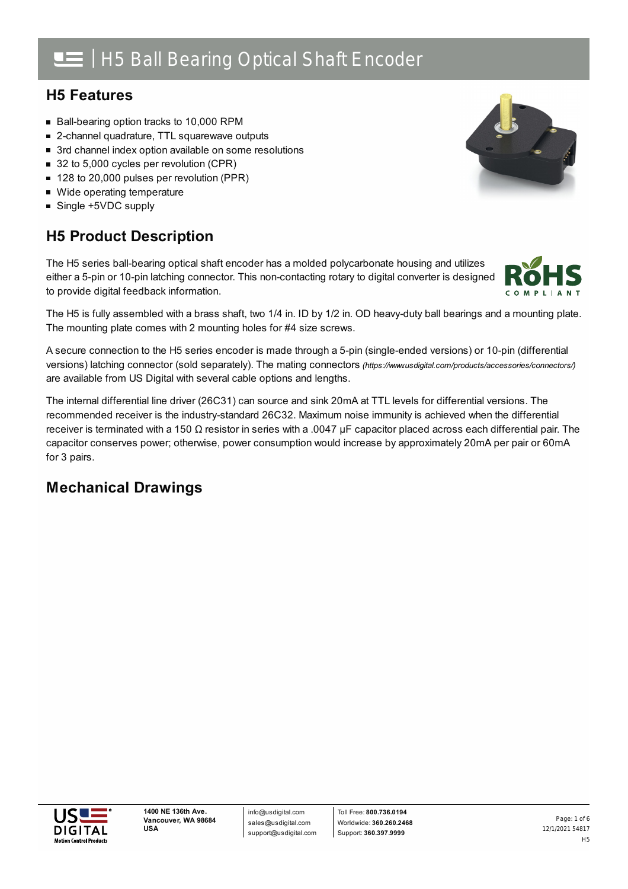# H5 Ball Bearing Optical Shaft Encoder

## H5 Features

- Ball-bearing option tracks to 10,000 RPM
- 2-channel quadrature, TTL squarewave outputs
- 3rd channel index option available on some resolutions
- 32 to 5,000 cycles per revolution (CPR)
- 128 to 20,000 pulses per revolution (PPR)
- Wide operating temperature
- Single +5VDC supply

## H5 Product Description

The H5 series ball-bearing optical shaft encoder has a molded polycarbonate housing and utilizes either a 5-pin or 10-pin latching connector. This non-contacting rotary to digital converter is designed to provide digital feedback information.

The H5 is fully assembled with a brass shaft, two 1/4 in. ID by 1/2 in. OD heavy-duty ball bearings and a mounting plate. The mounting plate comes with 2 mounting holes for #4 size screws.

A secure connection to the H5 series encoder is made through a 5-pin (single-ended versions) or 10-pin (differential versions) latching connector (sold separately). The mating connectors *(https://www.usdigital.com/products/accessories/connectors/)* are available from US Digital with several cable options and lengths.

The internal differential line driver (26C31) can source and sink 20mA at TTL levels for differential versions. The recommended receiver is the industry-standard 26C32. Maximum noise immunity is achieved when the differential receiver is terminated with a 150 Ω resistor in series with a .0047 μF capacitor placed across each differential pair. The capacitor conserves power; otherwise, power consumption would increase by approximately 20mA per pair or 60mA for 3 pairs.

## Mechanical Drawings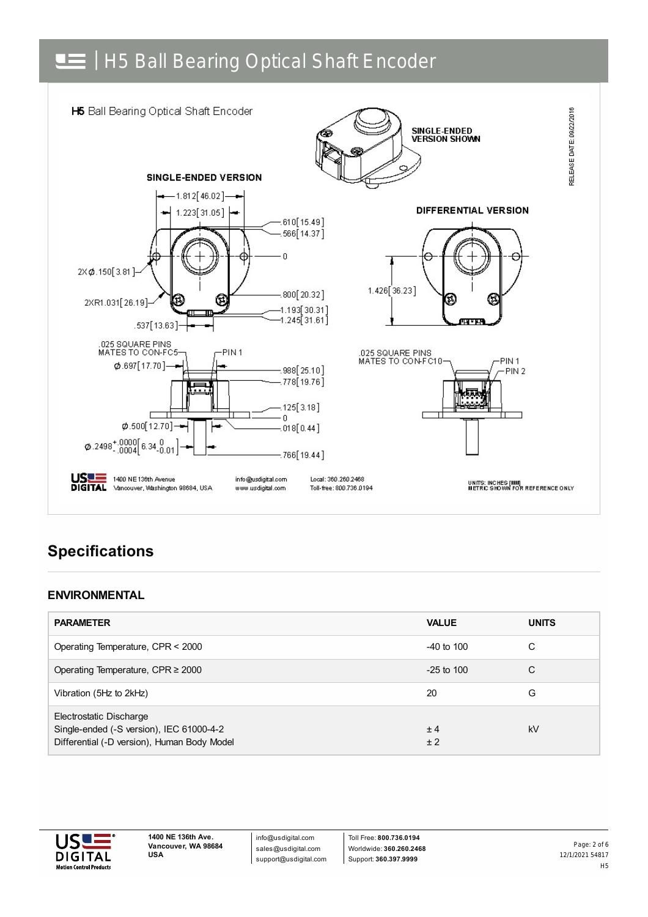## H5 Ball Bearing Optical Shaft Encoder

H5 Ball Bearing Optical Shaft Encoder

SINGLE-ENDED VERSION SHOWN

SINGLE-ENDED VERSION

DIFFERENTIAL VERSION

1.812[46.02]
1.223[31.05]
.610[15.49]
.566[14.37]
0
2X ϕ.150[3.81]
2XR1.031[26.19]
.800[20.32]
1.193[30.31]
1.245[31.61]
.537[13.63]
1.426[36.23]

.025 SQUARE PINS MATES TO CON-FC5
PIN 1
ϕ.697[17.70]
.988[25.10]
.778[19.76]
.125[3.18]
0
ϕ.500[12.70]
.018[0.44]
$\phi.2498^{+.0000}_{-.0004}[6.34^{0}_{-0.01}]$
.766[19.44]

.025 SQUARE PINS MATES TO CON-FC10
PIN 1
PIN 2

RELEASE DATE: 09/22/2016

US DIGITAL 1400 NE 136th Avenue Vancouver, Washington 98684, USA info@usdigital.com www.usdigital.com Local: 360.260.2468 Toll-free: 800.736.0194

UNITS: INCHES [MM] METRIC SHOWN FOR REFERENCE ONLY

# Specifications

## ENVIRONMENTAL

| PARAMETER | VALUE | UNITS |
|---|---|---|
| Operating Temperature, CPR < 2000 | -40 to 100 | C |
| Operating Temperature, CPR ≥ 2000 | -25 to 100 | C |
| Vibration (5Hz to 2kHz) | 20 | G |
| Electrostatic Discharge<br>Single-ended (-S version), IEC 61000-4-2<br>Differential (-D version), Human Body Model | <br>± 4<br>± 2 | kV |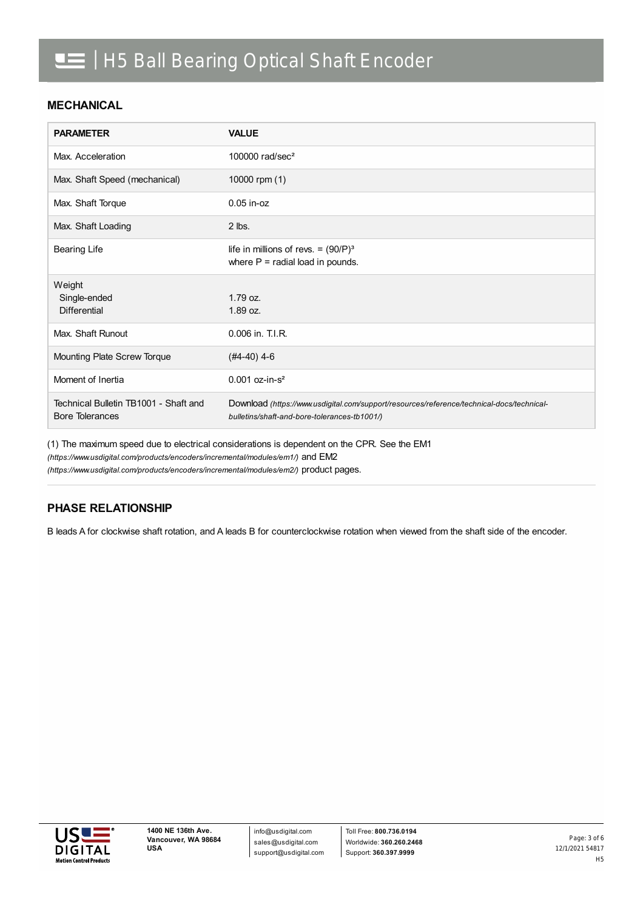# H5 Ball Bearing Optical Shaft Encoder

## MECHANICAL

| PARAMETER | VALUE |
|---|---|
| Max. Acceleration | 100000 rad/sec² |
| Max. Shaft Speed (mechanical) | 10000 rpm (1) |
| Max. Shaft Torque | 0.05 in-oz |
| Max. Shaft Loading | 2 lbs. |
| Bearing Life | life in millions of revs. = $(90/P)^3$<br>where P = radial load in pounds. |
| Weight<br>Single-ended<br>Differential | <br>1.79 oz.<br>1.89 oz. |
| Max. Shaft Runout | 0.006 in. T.I.R. |
| Mounting Plate Screw Torque | (#4-40) 4-6 |
| Moment of Inertia | 0.001 oz-in-s² |
| Technical Bulletin TB1001 - Shaft and Bore Tolerances | Download *(https://www.usdigital.com/support/resources/reference/technical-docs/technical-bulletins/shaft-and-bore-tolerances-tb1001/)* |

(1) The maximum speed due to electrical considerations is dependent on the CPR. See the EM1 *(https://www.usdigital.com/products/encoders/incremental/modules/em1/)* and EM2 *(https://www.usdigital.com/products/encoders/incremental/modules/em2/)* product pages.

## PHASE RELATIONSHIP

B leads A for clockwise shaft rotation, and A leads B for counterclockwise rotation when viewed from the shaft side of the encoder.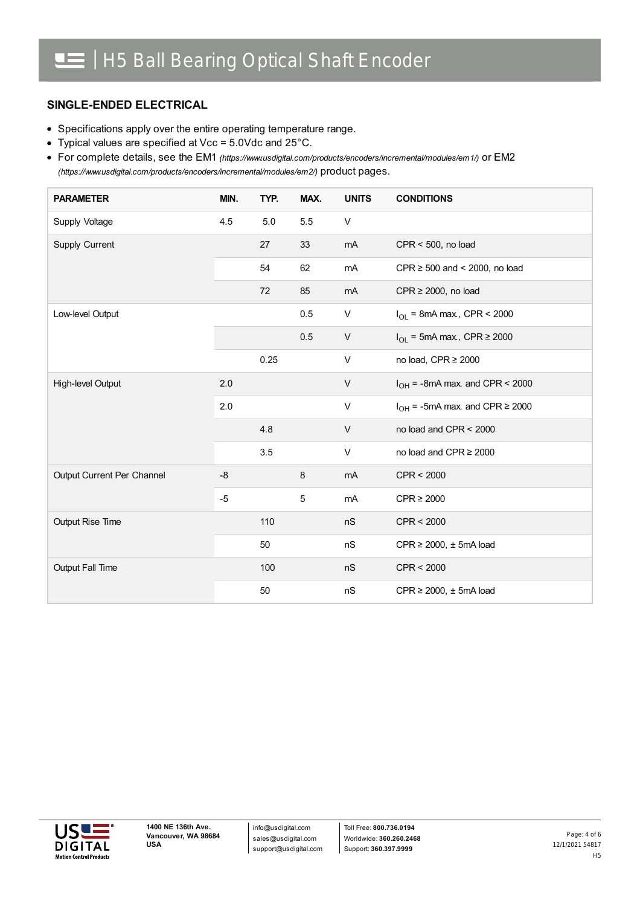## SINGLE-ENDED ELECTRICAL

- Specifications apply over the entire operating temperature range.
- Typical values are specified at Vcc = 5.0Vdc and 25°C.
- For complete details, see the EM1 *(https://www.usdigital.com/products/encoders/incremental/modules/em1/)* or EM2 *(https://www.usdigital.com/products/encoders/incremental/modules/em2/)* product pages.

| PARAMETER | MIN. | TYP. | MAX. | UNITS | CONDITIONS |
|---|---|---|---|---|---|
| Supply Voltage | 4.5 | 5.0 | 5.5 | V | |
| Supply Current | | 27 | 33 | mA | CPR < 500, no load |
| | | 54 | 62 | mA | CPR ≥ 500 and < 2000, no load |
| | | 72 | 85 | mA | CPR ≥ 2000, no load |
| Low-level Output | | | 0.5 | V | $I_{OL}$ = 8mA max., CPR < 2000 |
| | | | 0.5 | V | $I_{OL}$ = 5mA max., CPR ≥ 2000 |
| | | 0.25 | | V | no load, CPR ≥ 2000 |
| High-level Output | 2.0 | | | V | $I_{OH}$ = -8mA max. and CPR < 2000 |
| | 2.0 | | | V | $I_{OH}$ = -5mA max. and CPR ≥ 2000 |
| | | 4.8 | | V | no load and CPR < 2000 |
| | | 3.5 | | V | no load and CPR ≥ 2000 |
| Output Current Per Channel | -8 | | 8 | mA | CPR < 2000 |
| | -5 | | 5 | mA | CPR ≥ 2000 |
| Output Rise Time | | 110 | | nS | CPR < 2000 |
| | | 50 | | nS | CPR ≥ 2000, ± 5mA load |
| Output Fall Time | | 100 | | nS | CPR < 2000 |
| | | 50 | | nS | CPR ≥ 2000, ± 5mA load |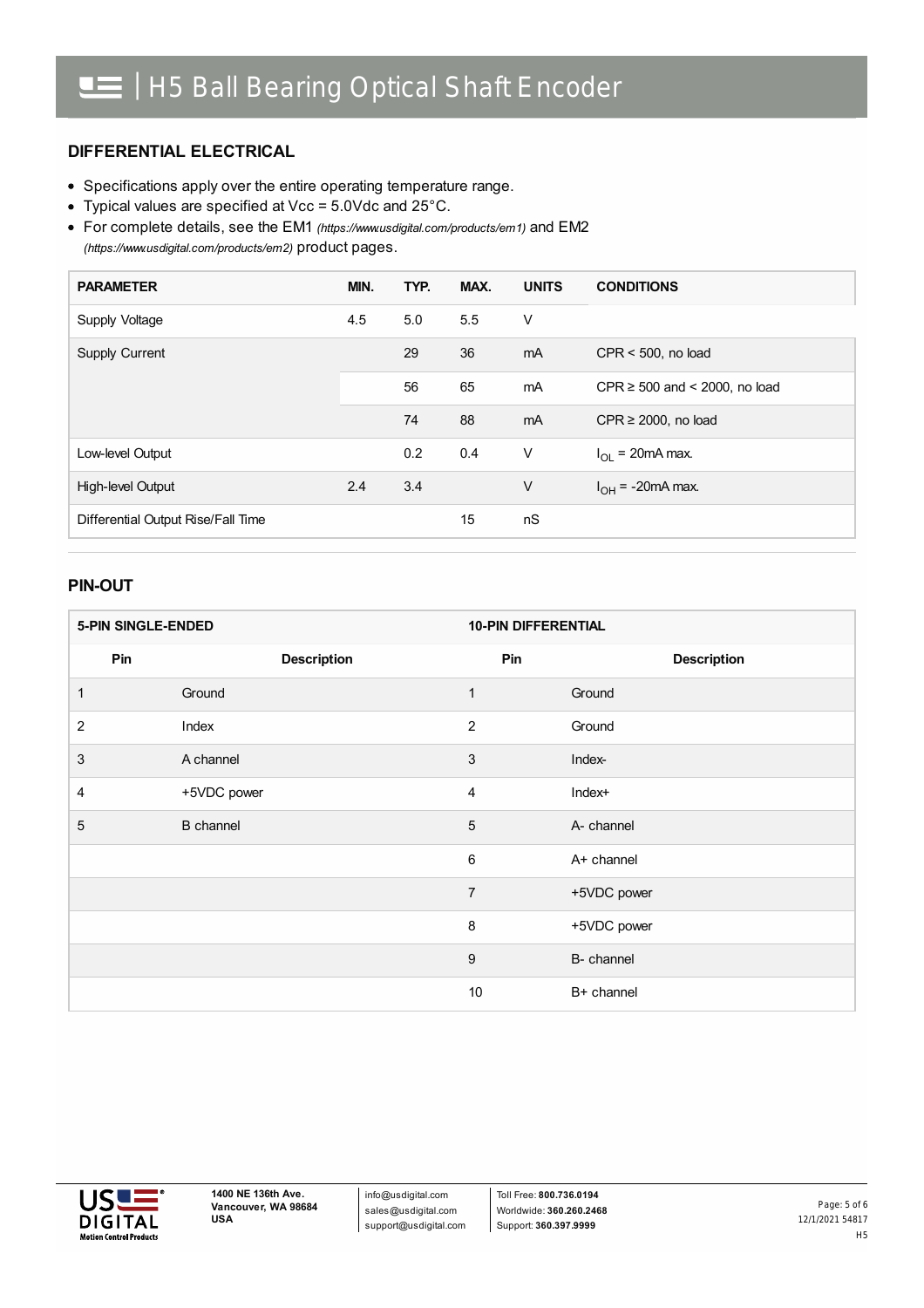## DIFFERENTIAL ELECTRICAL

- Specifications apply over the entire operating temperature range.
- Typical values are specified at Vcc = 5.0Vdc and 25°C.
- For complete details, see the EM1 *(https://www.usdigital.com/products/em1)* and EM2 *(https://www.usdigital.com/products/em2)* product pages.

| PARAMETER | MIN. | TYP. | MAX. | UNITS | CONDITIONS |
|---|---|---|---|---|---|
| Supply Voltage | 4.5 | 5.0 | 5.5 | V | |
| Supply Current | | 29 | 36 | mA | CPR < 500, no load |
| | | 56 | 65 | mA | CPR ≥ 500 and < 2000, no load |
| | | 74 | 88 | mA | CPR ≥ 2000, no load |
| Low-level Output | | 0.2 | 0.4 | V | $I_{OL}$ = 20mA max. |
| High-level Output | 2.4 | 3.4 | | V | $I_{OH}$ = -20mA max. |
| Differential Output Rise/Fall Time | | | 15 | nS | |

## PIN-OUT

| 5-PIN SINGLE-ENDED | | 10-PIN DIFFERENTIAL | |
|---|---|---|---|
| Pin | Description | Pin | Description |
| 1 | Ground | 1 | Ground |
| 2 | Index | 2 | Ground |
| 3 | A channel | 3 | Index- |
| 4 | +5VDC power | 4 | Index+ |
| 5 | B channel | 5 | A- channel |
| | | 6 | A+ channel |
| | | 7 | +5VDC power |
| | | 8 | +5VDC power |
| | | 9 | B- channel |
| | | 10 | B+ channel |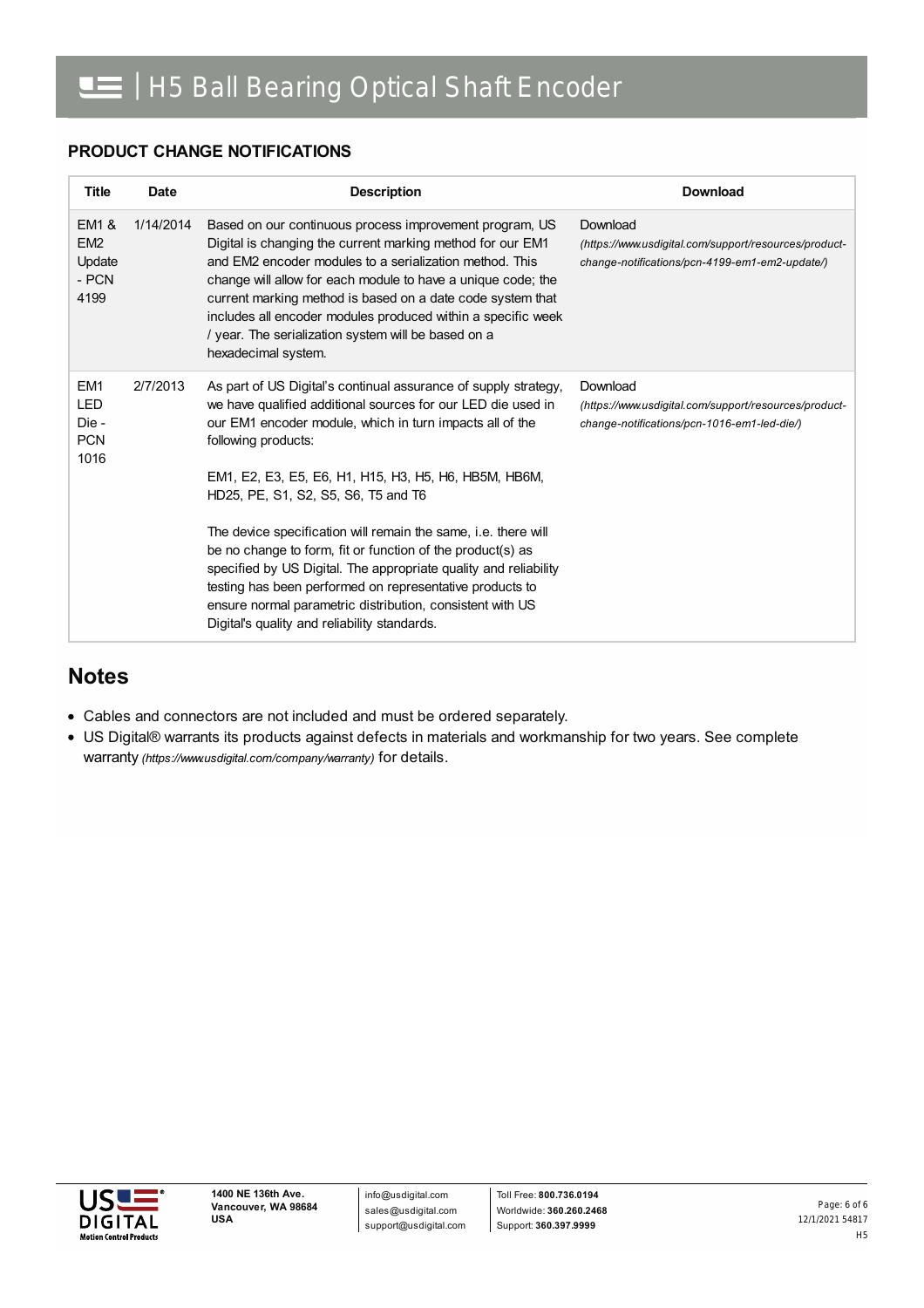## PRODUCT CHANGE NOTIFICATIONS

| Title | Date | Description | Download |
|---|---|---|---|
| EM1 & EM2 Update - PCN 4199 | 1/14/2014 | Based on our continuous process improvement program, US Digital is changing the current marking method for our EM1 and EM2 encoder modules to a serialization method. This change will allow for each module to have a unique code; the current marking method is based on a date code system that includes all encoder modules produced within a specific week / year. The serialization system will be based on a hexadecimal system. | Download *(https://www.usdigital.com/support/resources/product-change-notifications/pcn-4199-em1-em2-update/)* |
| EM1 LED Die - PCN 1016 | 2/7/2013 | As part of US Digital's continual assurance of supply strategy, we have qualified additional sources for our LED die used in our EM1 encoder module, which in turn impacts all of the following products:<br><br>EM1, E2, E3, E5, E6, H1, H15, H3, H5, H6, HB5M, HB6M, HD25, PE, S1, S2, S5, S6, T5 and T6<br><br>The device specification will remain the same, i.e. there will be no change to form, fit or function of the product(s) as specified by US Digital. The appropriate quality and reliability testing has been performed on representative products to ensure normal parametric distribution, consistent with US Digital's quality and reliability standards. | Download *(https://www.usdigital.com/support/resources/product-change-notifications/pcn-1016-em1-led-die/)* |

## Notes

- Cables and connectors are not included and must be ordered separately.
- US Digital® warrants its products against defects in materials and workmanship for two years. See complete warranty *(https://www.usdigital.com/company/warranty)* for details.

**1400 NE 136th Ave.**
**Vancouver, WA 98684**
**USA**

info@usdigital.com
sales@usdigital.com
support@usdigital.com

Toll Free: **800.736.0194**
Worldwide: **360.260.2468**
Support: **360.397.9999**

12/1/2021 54817
H5